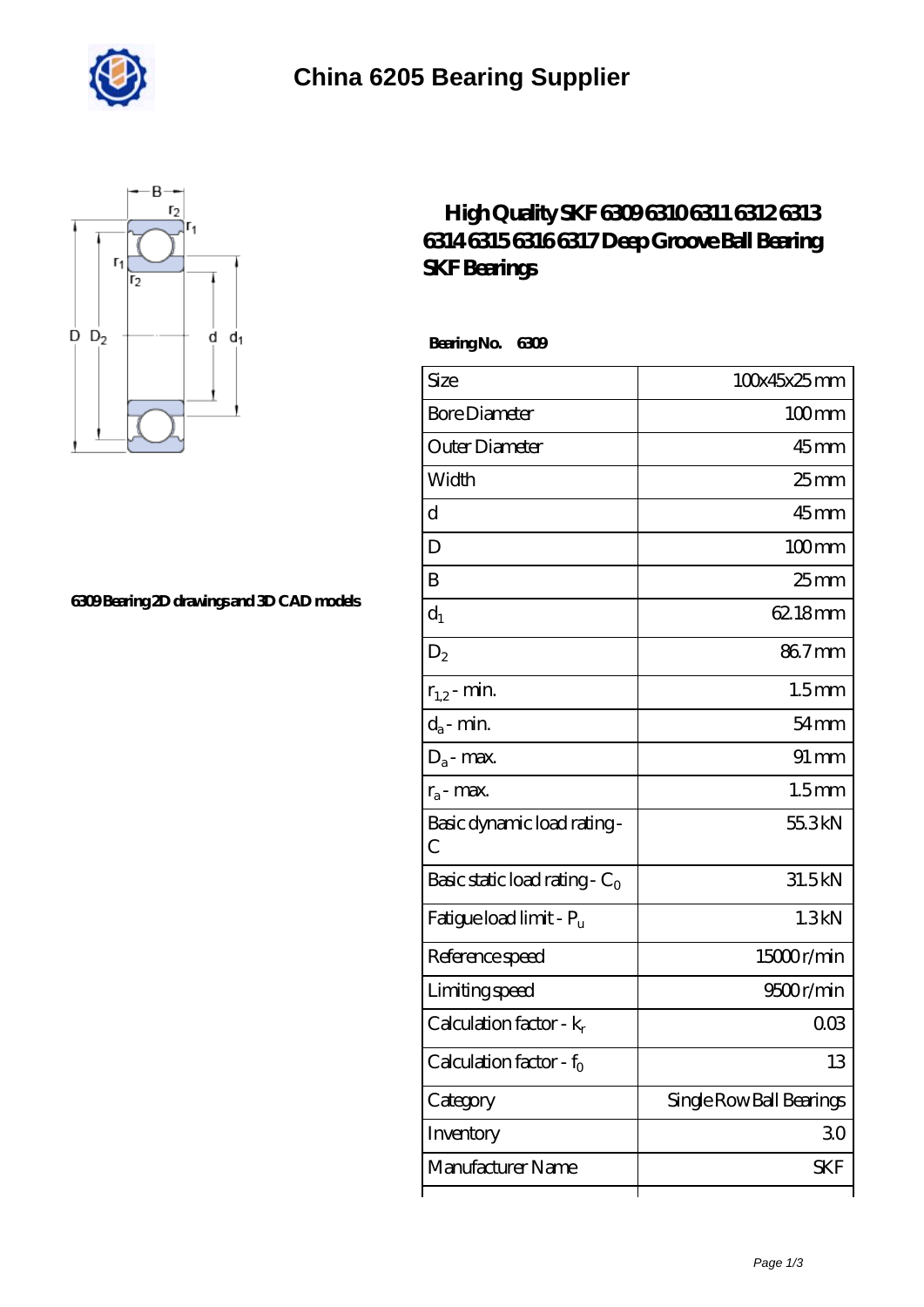# China 6205 Bearing Supplier

6309 Bearing 2D drawings and 3D CAD models

## High Quality SKF 6309 6310 6311 6312 6313 6314 6315 6316 6317 Deep Groove Ball Bearing SKF Bearings

**Bearing No. 6309**

| | |
|---|---|
| Size | 100x45x25 mm |
| Bore Diameter | 100 mm |
| Outer Diameter | 45 mm |
| Width | 25 mm |
| d | 45 mm |
| D | 100 mm |
| B | 25 mm |
| $d_1$ | 62.18 mm |
| $D_2$ | 86.7 mm |
| $r_{1,2}$ - min. | 1.5 mm |
| $d_a$ - min. | 54 mm |
| $D_a$ - max. | 91 mm |
| $r_a$ - max. | 1.5 mm |
| Basic dynamic load rating - C | 55.3 kN |
| Basic static load rating - $C_0$ | 31.5 kN |
| Fatigue load limit - $P_u$ | 1.3 kN |
| Reference speed | 15000 r/min |
| Limiting speed | 9500 r/min |
| Calculation factor - $k_r$ | 0.03 |
| Calculation factor - $f_0$ | 13 |
| Category | Single Row Ball Bearings |
| Inventory | 3.0 |
| Manufacturer Name | SKF |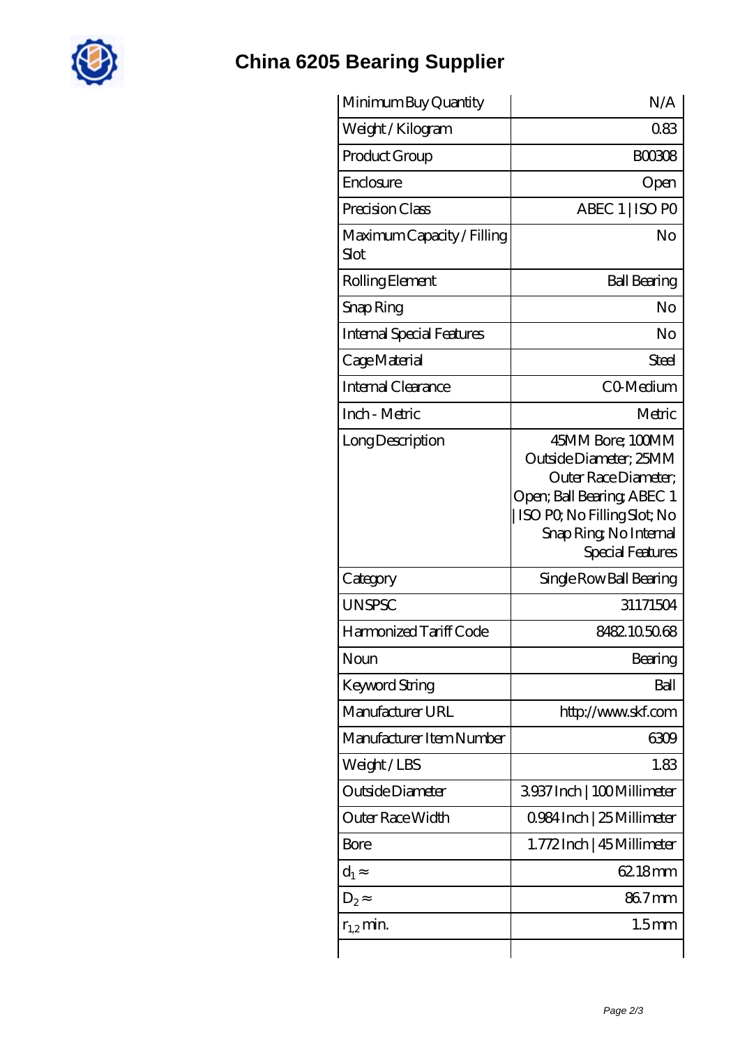# China 6205 Bearing Supplier

| | |
|---|---|
| Minimum Buy Quantity | N/A |
| Weight / Kilogram | 0.83 |
| Product Group | B00308 |
| Enclosure | Open |
| Precision Class | ABEC 1 \| ISO P0 |
| Maximum Capacity / Filling Slot | No |
| Rolling Element | Ball Bearing |
| Snap Ring | No |
| Internal Special Features | No |
| Cage Material | Steel |
| Internal Clearance | C0-Medium |
| Inch - Metric | Metric |
| Long Description | 45MM Bore; 100MM Outside Diameter; 25MM Outer Race Diameter; Open; Ball Bearing; ABEC 1 \| ISO P0; No Filling Slot; No Snap Ring; No Internal Special Features |
| Category | Single Row Ball Bearing |
| UNSPSC | 31171504 |
| Harmonized Tariff Code | 8482.10.50.68 |
| Noun | Bearing |
| Keyword String | Ball |
| Manufacturer URL | http://www.skf.com |
| Manufacturer Item Number | 6309 |
| Weight / LBS | 1.83 |
| Outside Diameter | 3.937 Inch \| 100 Millimeter |
| Outer Race Width | 0.984 Inch \| 25 Millimeter |
| Bore | 1.772 Inch \| 45 Millimeter |
| $d_1 \approx$ | 62.18 mm |
| $D_2 \approx$ | 86.7 mm |
| $r_{1,2}$ min. | 1.5 mm |
| | |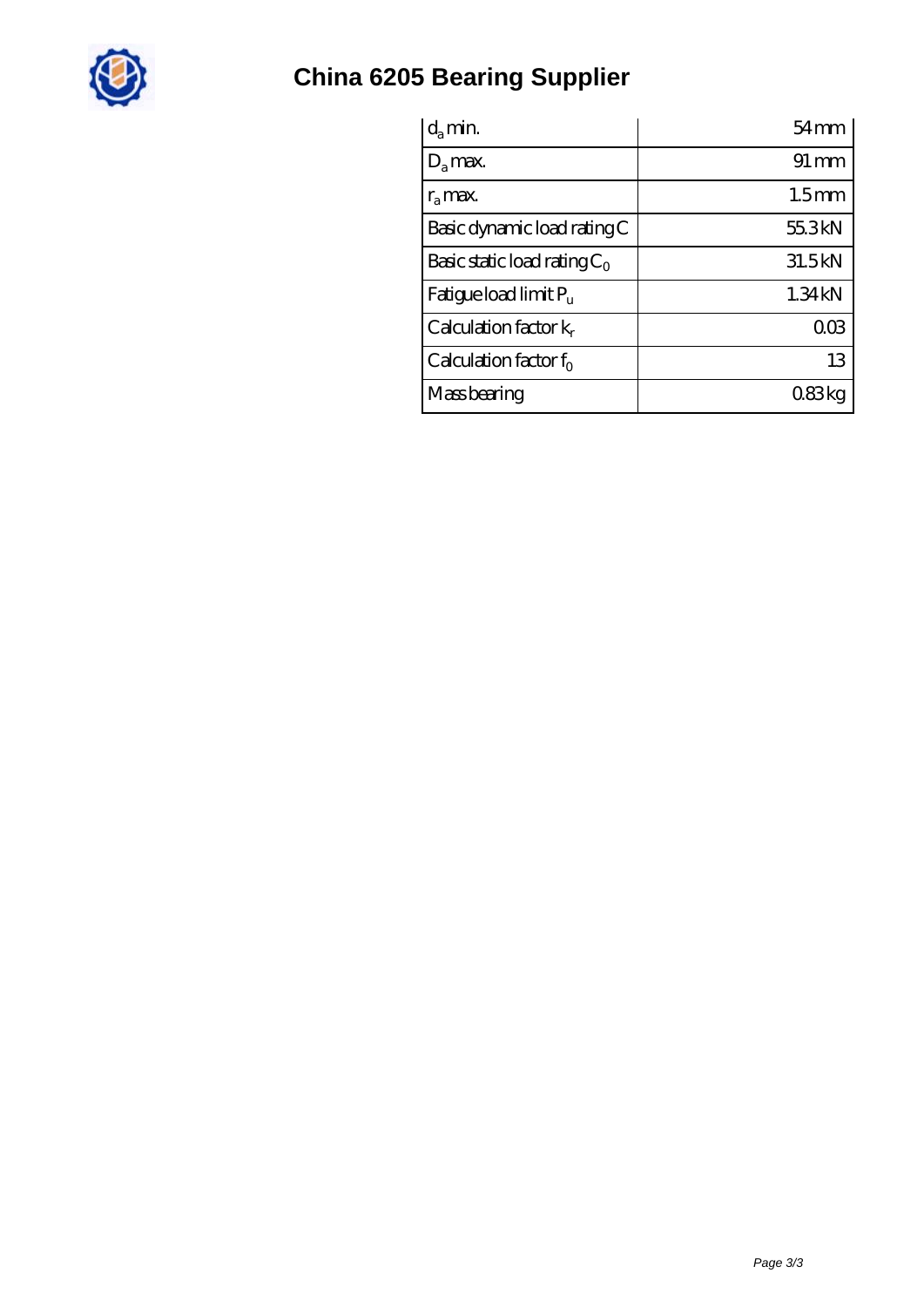# China 6205 Bearing Supplier

| | |
|---|---|
| $d_a$ min. | 54 mm |
| $D_a$ max. | 91 mm |
| $r_a$ max. | 1.5 mm |
| Basic dynamic load rating C | 55.3 kN |
| Basic static load rating $C_0$ | 31.5 kN |
| Fatigue load limit $P_u$ | 1.34 kN |
| Calculation factor $k_r$ | 0.03 |
| Calculation factor $f_0$ | 13 |
| Mass bearing | 0.83 kg |